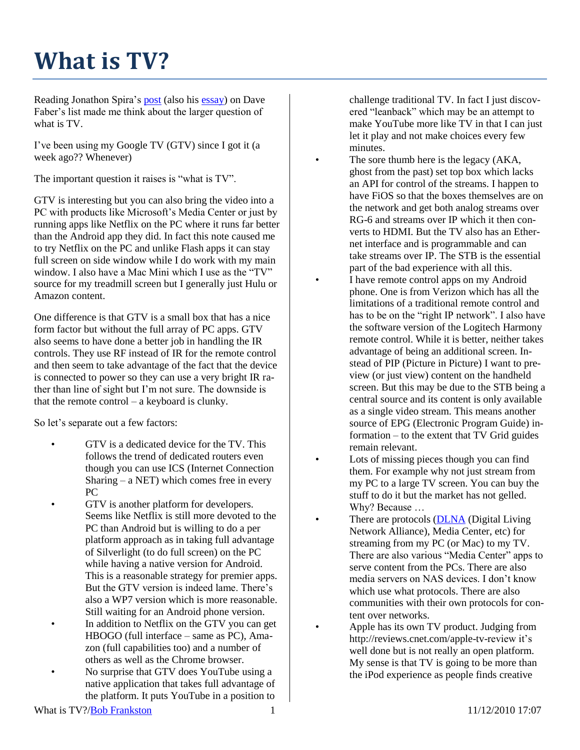# What is TV?

Reading Jonathon Spira's [post](#) (also his [essay](#)) on Dave Faber's list made me think about the larger question of what is TV.

I've been using my Google TV (GTV) since I got it (a week ago?? Whenever)

The important question it raises is "what is TV".

GTV is interesting but you can also bring the video into a PC with products like Microsoft's Media Center or just by running apps like Netflix on the PC where it runs far better than the Android app they did. In fact this note caused me to try Netflix on the PC and unlike Flash apps it can stay full screen on side window while I do work with my main window. I also have a Mac Mini which I use as the "TV" source for my treadmill screen but I generally just Hulu or Amazon content.

One difference is that GTV is a small box that has a nice form factor but without the full array of PC apps. GTV also seems to have done a better job in handling the IR controls. They use RF instead of IR for the remote control and then seem to take advantage of the fact that the device is connected to power so they can use a very bright IR rather than line of sight but I'm not sure. The downside is that the remote control – a keyboard is clunky.

So let's separate out a few factors:

- GTV is a dedicated device for the TV. This follows the trend of dedicated routers even though you can use ICS (Internet Connection Sharing – a NET) which comes free in every PC
- GTV is another platform for developers. Seems like Netflix is still more devoted to the PC than Android but is willing to do a per platform approach as in taking full advantage of Silverlight (to do full screen) on the PC while having a native version for Android. This is a reasonable strategy for premier apps. But the GTV version is indeed lame. There's also a WP7 version which is more reasonable. Still waiting for an Android phone version.
- In addition to Netflix on the GTV you can get HBOGO (full interface – same as PC), Amazon (full capabilities too) and a number of others as well as the Chrome browser.
- No surprise that GTV does YouTube using a native application that takes full advantage of the platform. It puts YouTube in a position to challenge traditional TV. In fact I just discovered "leanback" which may be an attempt to make YouTube more like TV in that I can just let it play and not make choices every few minutes.
- The sore thumb here is the legacy (AKA, ghost from the past) set top box which lacks an API for control of the streams. I happen to have FiOS so that the boxes themselves are on the network and get both analog streams over RG-6 and streams over IP which it then converts to HDMI. But the TV also has an Ethernet interface and is programmable and can take streams over IP. The STB is the essential part of the bad experience with all this.
- I have remote control apps on my Android phone. One is from Verizon which has all the limitations of a traditional remote control and has to be on the "right IP network". I also have the software version of the Logitech Harmony remote control. While it is better, neither takes advantage of being an additional screen. Instead of PIP (Picture in Picture) I want to preview (or just view) content on the handheld screen. But this may be due to the STB being a central source and its content is only available as a single video stream. This means another source of EPG (Electronic Program Guide) information – to the extent that TV Grid guides remain relevant.
- Lots of missing pieces though you can find them. For example why not just stream from my PC to a large TV screen. You can buy the stuff to do it but the market has not gelled. Why? Because …
- There are protocols ([DLNA](#) (Digital Living Network Alliance), Media Center, etc) for streaming from my PC (or Mac) to my TV. There are also various "Media Center" apps to serve content from the PCs. There are also media servers on NAS devices. I don't know which use what protocols. There are also communities with their own protocols for content over networks.
- Apple has its own TV product. Judging from http://reviews.cnet.com/apple-tv-review it's well done but is not really an open platform. My sense is that TV is going to be more than the iPod experience as people finds creative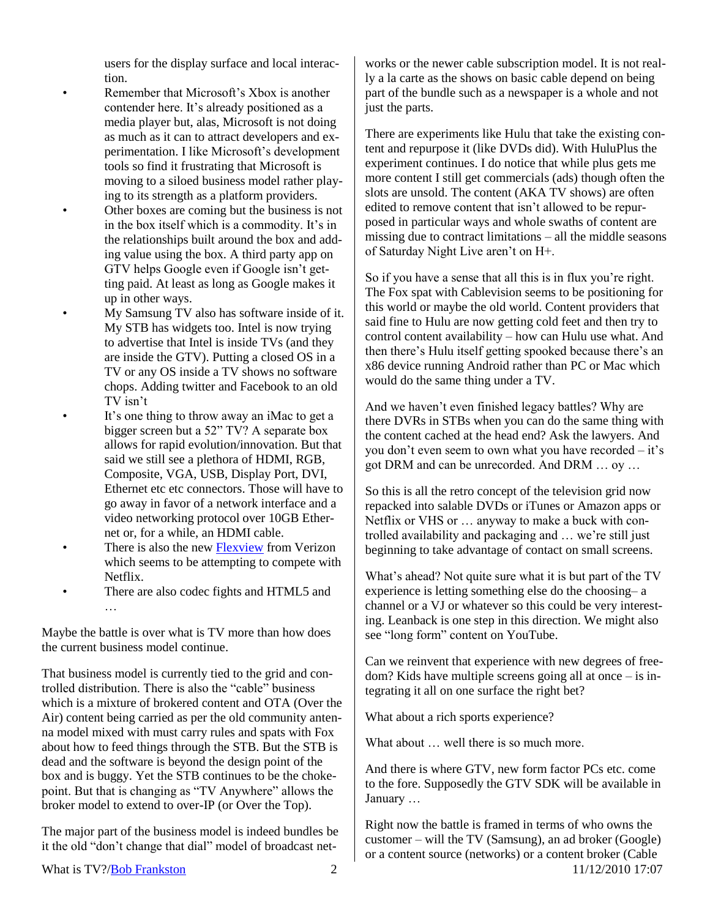users for the display surface and local interaction.

- Remember that Microsoft's Xbox is another contender here. It's already positioned as a media player but, alas, Microsoft is not doing as much as it can to attract developers and experimentation. I like Microsoft's development tools so find it frustrating that Microsoft is moving to a siloed business model rather playing to its strength as a platform providers.
- Other boxes are coming but the business is not in the box itself which is a commodity. It's in the relationships built around the box and adding value using the box. A third party app on GTV helps Google even if Google isn't getting paid. At least as long as Google makes it up in other ways.
- My Samsung TV also has software inside of it. My STB has widgets too. Intel is now trying to advertise that Intel is inside TVs (and they are inside the GTV). Putting a closed OS in a TV or any OS inside a TV shows no software chops. Adding twitter and Facebook to an old TV isn't
- It's one thing to throw away an iMac to get a bigger screen but a 52" TV? A separate box allows for rapid evolution/innovation. But that said we still see a plethora of HDMI, RGB, Composite, VGA, USB, Display Port, DVI, Ethernet etc etc connectors. Those will have to go away in favor of a network interface and a video networking protocol over 10GB Ethernet or, for a while, an HDMI cable.
- There is also the new [Flexview](#) from Verizon which seems to be attempting to compete with Netflix.
- There are also codec fights and HTML5 and …

Maybe the battle is over what is TV more than how does the current business model continue.

That business model is currently tied to the grid and controlled distribution. There is also the "cable" business which is a mixture of brokered content and OTA (Over the Air) content being carried as per the old community antenna model mixed with must carry rules and spats with Fox about how to feed things through the STB. But the STB is dead and the software is beyond the design point of the box and is buggy. Yet the STB continues to be the chokepoint. But that is changing as "TV Anywhere" allows the broker model to extend to over-IP (or Over the Top).

The major part of the business model is indeed bundles be it the old "don't change that dial" model of broadcast networks or the newer cable subscription model. It is not really a la carte as the shows on basic cable depend on being part of the bundle such as a newspaper is a whole and not just the parts.

There are experiments like Hulu that take the existing content and repurpose it (like DVDs did). With HuluPlus the experiment continues. I do notice that while plus gets me more content I still get commercials (ads) though often the slots are unsold. The content (AKA TV shows) are often edited to remove content that isn't allowed to be repurposed in particular ways and whole swaths of content are missing due to contract limitations – all the middle seasons of Saturday Night Live aren't on H+.

So if you have a sense that all this is in flux you're right. The Fox spat with Cablevision seems to be positioning for this world or maybe the old world. Content providers that said fine to Hulu are now getting cold feet and then try to control content availability – how can Hulu use what. And then there's Hulu itself getting spooked because there's an x86 device running Android rather than PC or Mac which would do the same thing under a TV.

And we haven't even finished legacy battles? Why are there DVRs in STBs when you can do the same thing with the content cached at the head end? Ask the lawyers. And you don't even seem to own what you have recorded – it's got DRM and can be unrecorded. And DRM … oy …

So this is all the retro concept of the television grid now repacked into salable DVDs or iTunes or Amazon apps or Netflix or VHS or … anyway to make a buck with controlled availability and packaging and … we're still just beginning to take advantage of contact on small screens.

What's ahead? Not quite sure what it is but part of the TV experience is letting something else do the choosing– a channel or a VJ or whatever so this could be very interesting. Leanback is one step in this direction. We might also see "long form" content on YouTube.

Can we reinvent that experience with new degrees of freedom? Kids have multiple screens going all at once – is integrating it all on one surface the right bet?

What about a rich sports experience?

What about … well there is so much more.

And there is where GTV, new form factor PCs etc. come to the fore. Supposedly the GTV SDK will be available in January …

Right now the battle is framed in terms of who owns the customer – will the TV (Samsung), an ad broker (Google) or a content source (networks) or a content broker (Cable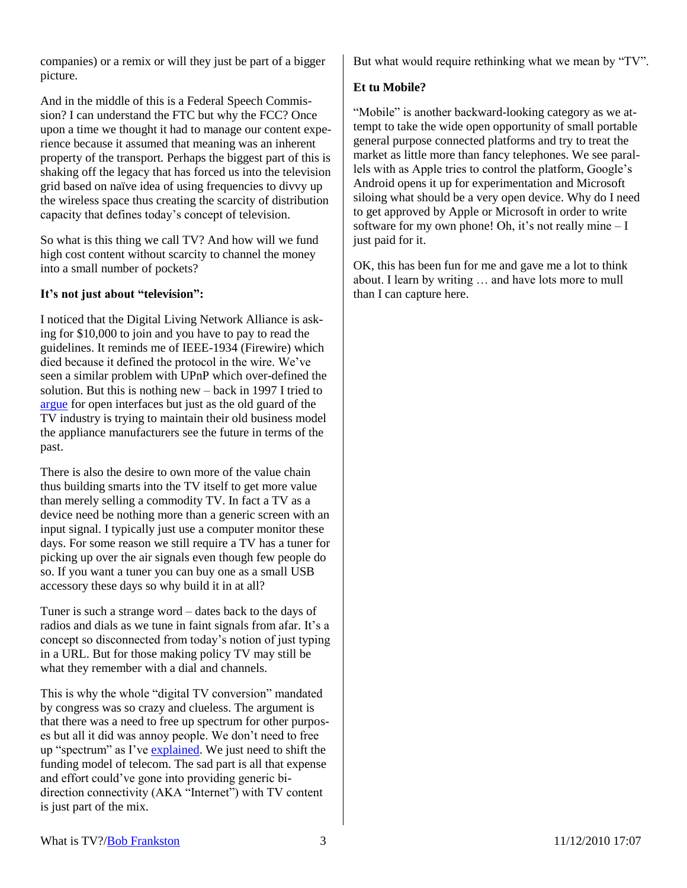companies) or a remix or will they just be part of a bigger picture.

And in the middle of this is a Federal Speech Commission? I can understand the FTC but why the FCC? Once upon a time we thought it had to manage our content experience because it assumed that meaning was an inherent property of the transport. Perhaps the biggest part of this is shaking off the legacy that has forced us into the television grid based on naïve idea of using frequencies to divvy up the wireless space thus creating the scarcity of distribution capacity that defines today's concept of television.

So what is this thing we call TV? And how will we fund high cost content without scarcity to channel the money into a small number of pockets?

**It's not just about "television":**

I noticed that the Digital Living Network Alliance is asking for $10,000 to join and you have to pay to read the guidelines. It reminds me of IEEE-1934 (Firewire) which died because it defined the protocol in the wire. We've seen a similar problem with UPnP which over-defined the solution. But this is nothing new – back in 1997 I tried to argue for open interfaces but just as the old guard of the TV industry is trying to maintain their old business model the appliance manufacturers see the future in terms of the past.

There is also the desire to own more of the value chain thus building smarts into the TV itself to get more value than merely selling a commodity TV. In fact a TV as a device need be nothing more than a generic screen with an input signal. I typically just use a computer monitor these days. For some reason we still require a TV has a tuner for picking up over the air signals even though few people do so. If you want a tuner you can buy one as a small USB accessory these days so why build it in at all?

Tuner is such a strange word – dates back to the days of radios and dials as we tune in faint signals from afar. It's a concept so disconnected from today's notion of just typing in a URL. But for those making policy TV may still be what they remember with a dial and channels.

This is why the whole "digital TV conversion" mandated by congress was so crazy and clueless. The argument is that there was a need to free up spectrum for other purposes but all it did was annoy people. We don't need to free up "spectrum" as I've explained. We just need to shift the funding model of telecom. The sad part is all that expense and effort could've gone into providing generic bi-direction connectivity (AKA "Internet") with TV content is just part of the mix.

But what would require rethinking what we mean by "TV".

**Et tu Mobile?**

"Mobile" is another backward-looking category as we attempt to take the wide open opportunity of small portable general purpose connected platforms and try to treat the market as little more than fancy telephones. We see parallels with as Apple tries to control the platform, Google's Android opens it up for experimentation and Microsoft siloing what should be a very open device. Why do I need to get approved by Apple or Microsoft in order to write software for my own phone! Oh, it's not really mine – I just paid for it.

OK, this has been fun for me and gave me a lot to think about. I learn by writing … and have lots more to mull than I can capture here.